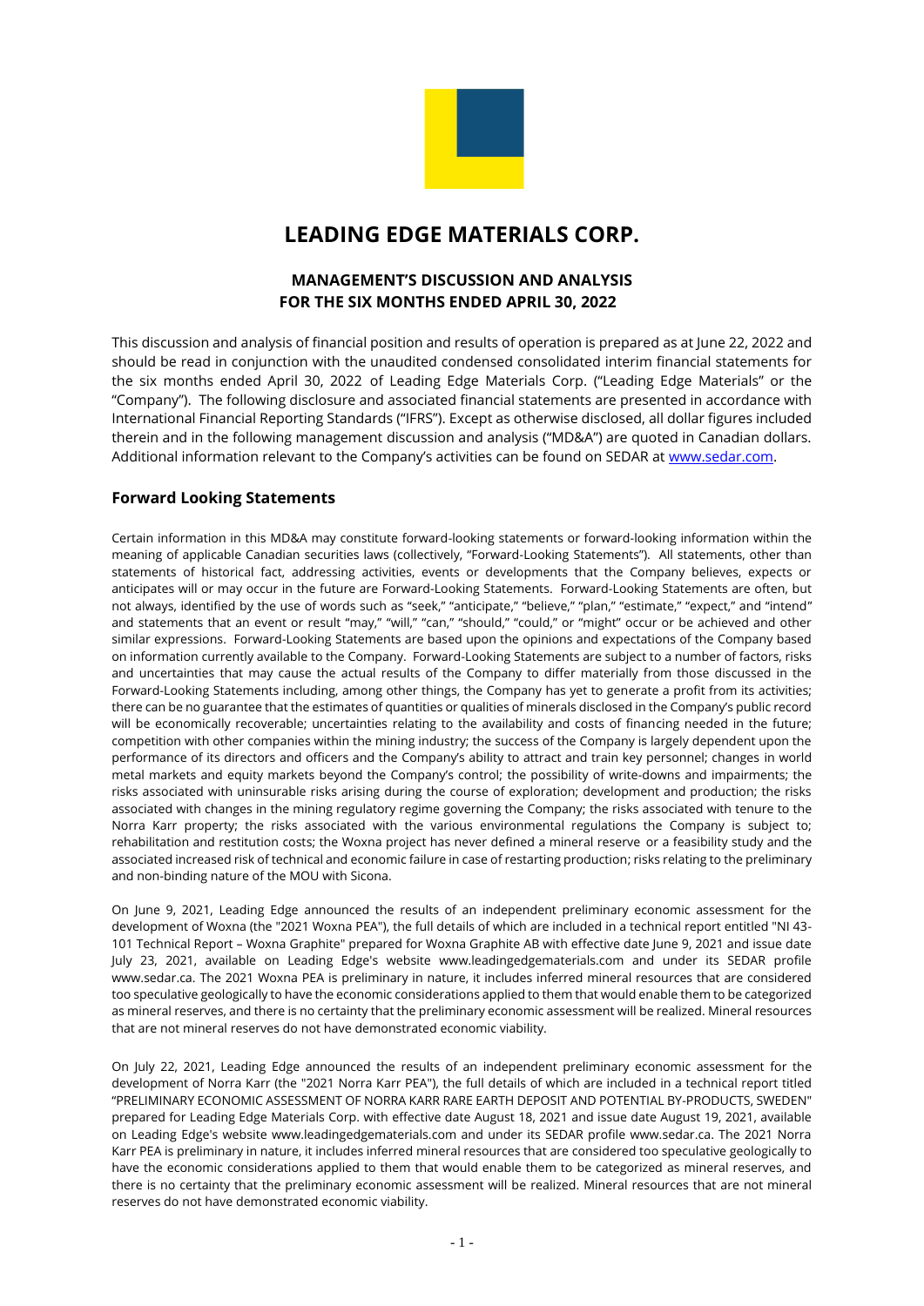# LEADING EDGE MATERIALS CORP.

## MANAGEMENT'S DISCUSSION AND ANALYSIS
## FOR THE SIX MONTHS ENDED APRIL 30, 2022

This discussion and analysis of financial position and results of operation is prepared as at June 22, 2022 and should be read in conjunction with the unaudited condensed consolidated interim financial statements for the six months ended April 30, 2022 of Leading Edge Materials Corp. ("Leading Edge Materials" or the "Company"). The following disclosure and associated financial statements are presented in accordance with International Financial Reporting Standards ("IFRS"). Except as otherwise disclosed, all dollar figures included therein and in the following management discussion and analysis ("MD&A") are quoted in Canadian dollars. Additional information relevant to the Company's activities can be found on SEDAR at www.sedar.com.

### Forward Looking Statements

Certain information in this MD&A may constitute forward-looking statements or forward-looking information within the meaning of applicable Canadian securities laws (collectively, "Forward-Looking Statements"). All statements, other than statements of historical fact, addressing activities, events or developments that the Company believes, expects or anticipates will or may occur in the future are Forward-Looking Statements. Forward-Looking Statements are often, but not always, identified by the use of words such as "seek," "anticipate," "believe," "plan," "estimate," "expect," and "intend" and statements that an event or result "may," "will," "can," "should," "could," or "might" occur or be achieved and other similar expressions. Forward-Looking Statements are based upon the opinions and expectations of the Company based on information currently available to the Company. Forward-Looking Statements are subject to a number of factors, risks and uncertainties that may cause the actual results of the Company to differ materially from those discussed in the Forward-Looking Statements including, among other things, the Company has yet to generate a profit from its activities; there can be no guarantee that the estimates of quantities or qualities of minerals disclosed in the Company's public record will be economically recoverable; uncertainties relating to the availability and costs of financing needed in the future; competition with other companies within the mining industry; the success of the Company is largely dependent upon the performance of its directors and officers and the Company's ability to attract and train key personnel; changes in world metal markets and equity markets beyond the Company's control; the possibility of write-downs and impairments; the risks associated with uninsurable risks arising during the course of exploration; development and production; the risks associated with changes in the mining regulatory regime governing the Company; the risks associated with tenure to the Norra Karr property; the risks associated with the various environmental regulations the Company is subject to; rehabilitation and restitution costs; the Woxna project has never defined a mineral reserve or a feasibility study and the associated increased risk of technical and economic failure in case of restarting production; risks relating to the preliminary and non-binding nature of the MOU with Sicona.

On June 9, 2021, Leading Edge announced the results of an independent preliminary economic assessment for the development of Woxna (the "2021 Woxna PEA"), the full details of which are included in a technical report entitled "NI 43-101 Technical Report – Woxna Graphite" prepared for Woxna Graphite AB with effective date June 9, 2021 and issue date July 23, 2021, available on Leading Edge's website www.leadingedgematerials.com and under its SEDAR profile www.sedar.ca. The 2021 Woxna PEA is preliminary in nature, it includes inferred mineral resources that are considered too speculative geologically to have the economic considerations applied to them that would enable them to be categorized as mineral reserves, and there is no certainty that the preliminary economic assessment will be realized. Mineral resources that are not mineral reserves do not have demonstrated economic viability.

On July 22, 2021, Leading Edge announced the results of an independent preliminary economic assessment for the development of Norra Karr (the "2021 Norra Karr PEA"), the full details of which are included in a technical report titled "PRELIMINARY ECONOMIC ASSESSMENT OF NORRA KARR RARE EARTH DEPOSIT AND POTENTIAL BY-PRODUCTS, SWEDEN" prepared for Leading Edge Materials Corp. with effective date August 18, 2021 and issue date August 19, 2021, available on Leading Edge's website www.leadingedgematerials.com and under its SEDAR profile www.sedar.ca. The 2021 Norra Karr PEA is preliminary in nature, it includes inferred mineral resources that are considered too speculative geologically to have the economic considerations applied to them that would enable them to be categorized as mineral reserves, and there is no certainty that the preliminary economic assessment will be realized. Mineral resources that are not mineral reserves do not have demonstrated economic viability.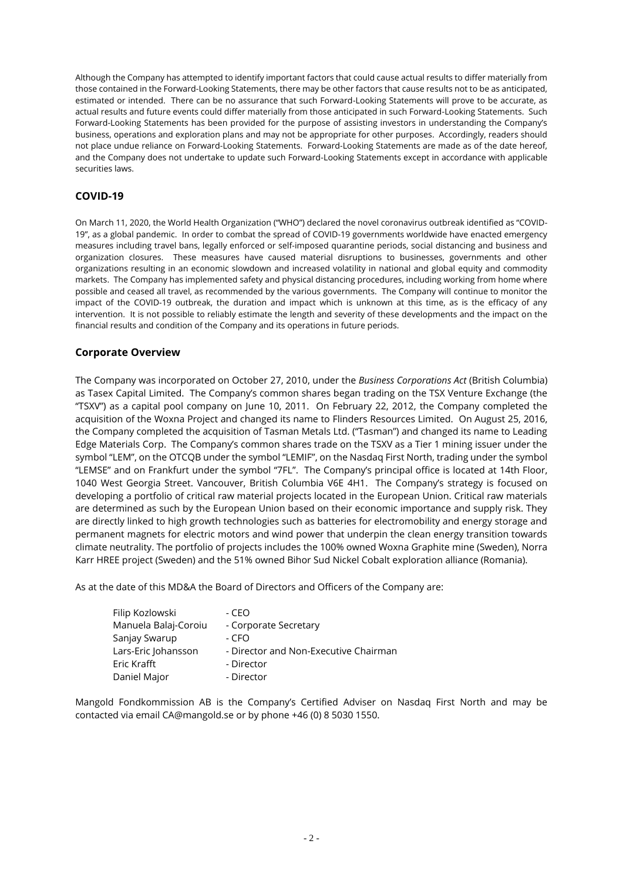Although the Company has attempted to identify important factors that could cause actual results to differ materially from those contained in the Forward-Looking Statements, there may be other factors that cause results not to be as anticipated, estimated or intended. There can be no assurance that such Forward-Looking Statements will prove to be accurate, as actual results and future events could differ materially from those anticipated in such Forward-Looking Statements. Such Forward-Looking Statements has been provided for the purpose of assisting investors in understanding the Company's business, operations and exploration plans and may not be appropriate for other purposes. Accordingly, readers should not place undue reliance on Forward-Looking Statements. Forward-Looking Statements are made as of the date hereof, and the Company does not undertake to update such Forward-Looking Statements except in accordance with applicable securities laws.

## COVID-19

On March 11, 2020, the World Health Organization ("WHO") declared the novel coronavirus outbreak identified as "COVID-19", as a global pandemic. In order to combat the spread of COVID-19 governments worldwide have enacted emergency measures including travel bans, legally enforced or self-imposed quarantine periods, social distancing and business and organization closures. These measures have caused material disruptions to businesses, governments and other organizations resulting in an economic slowdown and increased volatility in national and global equity and commodity markets. The Company has implemented safety and physical distancing procedures, including working from home where possible and ceased all travel, as recommended by the various governments. The Company will continue to monitor the impact of the COVID-19 outbreak, the duration and impact which is unknown at this time, as is the efficacy of any intervention. It is not possible to reliably estimate the length and severity of these developments and the impact on the financial results and condition of the Company and its operations in future periods.

## Corporate Overview

The Company was incorporated on October 27, 2010, under the *Business Corporations Act* (British Columbia) as Tasex Capital Limited. The Company's common shares began trading on the TSX Venture Exchange (the "TSXV") as a capital pool company on June 10, 2011. On February 22, 2012, the Company completed the acquisition of the Woxna Project and changed its name to Flinders Resources Limited. On August 25, 2016, the Company completed the acquisition of Tasman Metals Ltd. ("Tasman") and changed its name to Leading Edge Materials Corp. The Company's common shares trade on the TSXV as a Tier 1 mining issuer under the symbol "LEM", on the OTCQB under the symbol "LEMIF", on the Nasdaq First North, trading under the symbol "LEMSE" and on Frankfurt under the symbol "7FL". The Company's principal office is located at 14th Floor, 1040 West Georgia Street. Vancouver, British Columbia V6E 4H1. The Company's strategy is focused on developing a portfolio of critical raw material projects located in the European Union. Critical raw materials are determined as such by the European Union based on their economic importance and supply risk. They are directly linked to high growth technologies such as batteries for electromobility and energy storage and permanent magnets for electric motors and wind power that underpin the clean energy transition towards climate neutrality. The portfolio of projects includes the 100% owned Woxna Graphite mine (Sweden), Norra Karr HREE project (Sweden) and the 51% owned Bihor Sud Nickel Cobalt exploration alliance (Romania).

As at the date of this MD&A the Board of Directors and Officers of the Company are:

| | |
|---|---|
| Filip Kozlowski | - CEO |
| Manuela Balaj-Coroiu | - Corporate Secretary |
| Sanjay Swarup | - CFO |
| Lars-Eric Johansson | - Director and Non-Executive Chairman |
| Eric Krafft | - Director |
| Daniel Major | - Director |

Mangold Fondkommission AB is the Company's Certified Adviser on Nasdaq First North and may be contacted via email CA@mangold.se or by phone +46 (0) 8 5030 1550.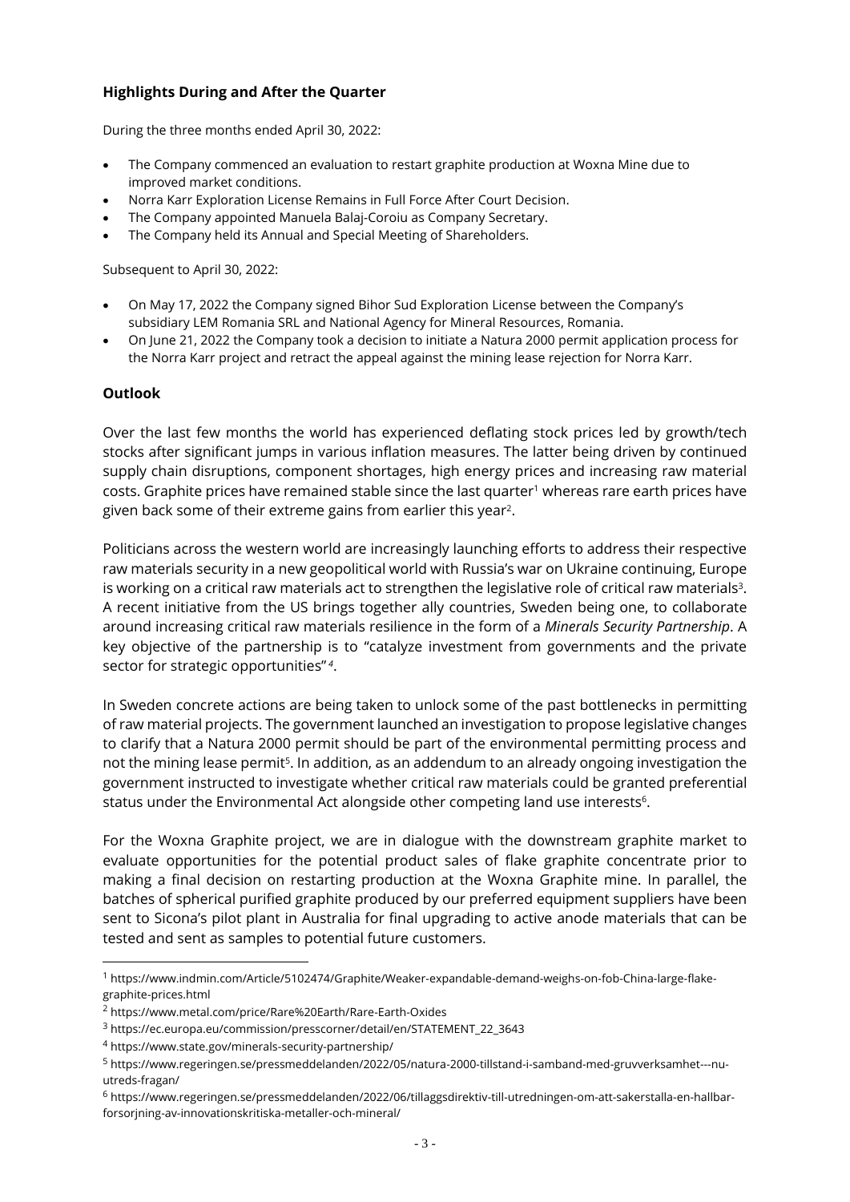### Highlights During and After the Quarter

During the three months ended April 30, 2022:

- The Company commenced an evaluation to restart graphite production at Woxna Mine due to improved market conditions.
- Norra Karr Exploration License Remains in Full Force After Court Decision.
- The Company appointed Manuela Balaj-Coroiu as Company Secretary.
- The Company held its Annual and Special Meeting of Shareholders.

Subsequent to April 30, 2022:

- On May 17, 2022 the Company signed Bihor Sud Exploration License between the Company's subsidiary LEM Romania SRL and National Agency for Mineral Resources, Romania.
- On June 21, 2022 the Company took a decision to initiate a Natura 2000 permit application process for the Norra Karr project and retract the appeal against the mining lease rejection for Norra Karr.

### Outlook

Over the last few months the world has experienced deflating stock prices led by growth/tech stocks after significant jumps in various inflation measures. The latter being driven by continued supply chain disruptions, component shortages, high energy prices and increasing raw material costs. Graphite prices have remained stable since the last quarter[1] whereas rare earth prices have given back some of their extreme gains from earlier this year[2].

Politicians across the western world are increasingly launching efforts to address their respective raw materials security in a new geopolitical world with Russia's war on Ukraine continuing, Europe is working on a critical raw materials act to strengthen the legislative role of critical raw materials[3]. A recent initiative from the US brings together ally countries, Sweden being one, to collaborate around increasing critical raw materials resilience in the form of a *Minerals Security Partnership*. A key objective of the partnership is to "catalyze investment from governments and the private sector for strategic opportunities"[4].

In Sweden concrete actions are being taken to unlock some of the past bottlenecks in permitting of raw material projects. The government launched an investigation to propose legislative changes to clarify that a Natura 2000 permit should be part of the environmental permitting process and not the mining lease permit[5]. In addition, as an addendum to an already ongoing investigation the government instructed to investigate whether critical raw materials could be granted preferential status under the Environmental Act alongside other competing land use interests[6].

For the Woxna Graphite project, we are in dialogue with the downstream graphite market to evaluate opportunities for the potential product sales of flake graphite concentrate prior to making a final decision on restarting production at the Woxna Graphite mine. In parallel, the batches of spherical purified graphite produced by our preferred equipment suppliers have been sent to Sicona's pilot plant in Australia for final upgrading to active anode materials that can be tested and sent as samples to potential future customers.

---

[1] https://www.indmin.com/Article/5102474/Graphite/Weaker-expandable-demand-weighs-on-fob-China-large-flake-graphite-prices.html

[2] https://www.metal.com/price/Rare%20Earth/Rare-Earth-Oxides

[3] https://ec.europa.eu/commission/presscorner/detail/en/STATEMENT_22_3643

[4] https://www.state.gov/minerals-security-partnership/

[5] https://www.regeringen.se/pressmeddelanden/2022/05/natura-2000-tillstand-i-samband-med-gruvverksamhet---nu-utreds-fragan/

[6] https://www.regeringen.se/pressmeddelanden/2022/06/tillaggsdirektiv-till-utredningen-om-att-sakerstalla-en-hallbar-forsorjning-av-innovationskritiska-metaller-och-mineral/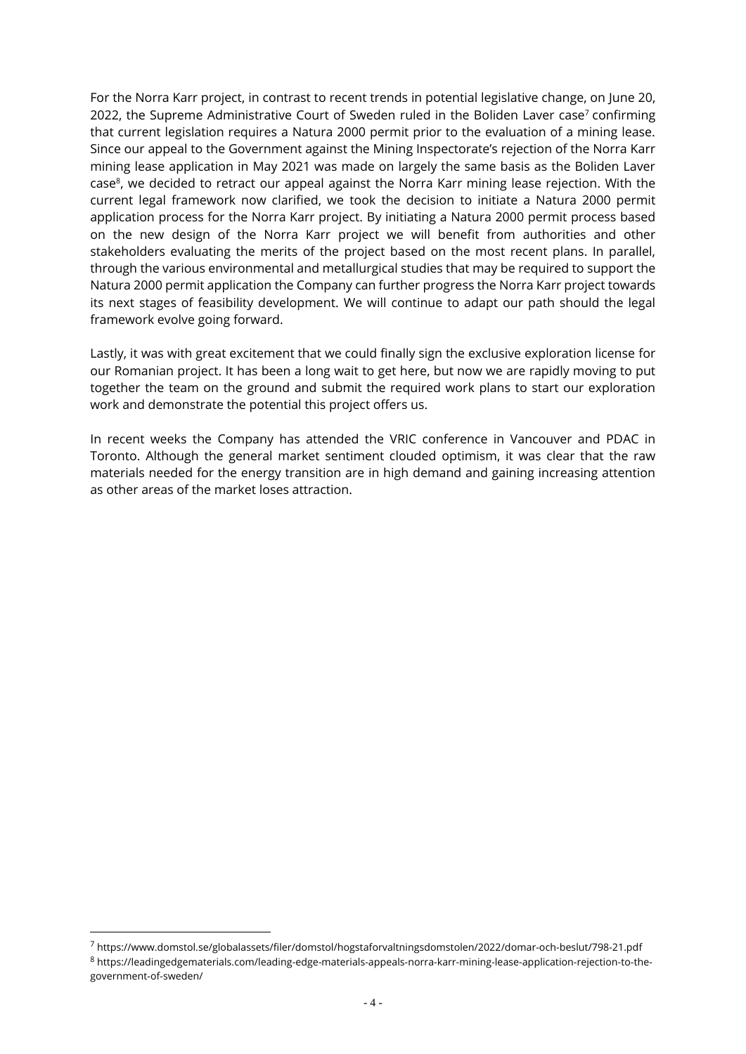For the Norra Karr project, in contrast to recent trends in potential legislative change, on June 20, 2022, the Supreme Administrative Court of Sweden ruled in the Boliden Laver case[7] confirming that current legislation requires a Natura 2000 permit prior to the evaluation of a mining lease. Since our appeal to the Government against the Mining Inspectorate's rejection of the Norra Karr mining lease application in May 2021 was made on largely the same basis as the Boliden Laver case[8], we decided to retract our appeal against the Norra Karr mining lease rejection. With the current legal framework now clarified, we took the decision to initiate a Natura 2000 permit application process for the Norra Karr project. By initiating a Natura 2000 permit process based on the new design of the Norra Karr project we will benefit from authorities and other stakeholders evaluating the merits of the project based on the most recent plans. In parallel, through the various environmental and metallurgical studies that may be required to support the Natura 2000 permit application the Company can further progress the Norra Karr project towards its next stages of feasibility development. We will continue to adapt our path should the legal framework evolve going forward.

Lastly, it was with great excitement that we could finally sign the exclusive exploration license for our Romanian project. It has been a long wait to get here, but now we are rapidly moving to put together the team on the ground and submit the required work plans to start our exploration work and demonstrate the potential this project offers us.

In recent weeks the Company has attended the VRIC conference in Vancouver and PDAC in Toronto. Although the general market sentiment clouded optimism, it was clear that the raw materials needed for the energy transition are in high demand and gaining increasing attention as other areas of the market loses attraction.

---

[7] https://www.domstol.se/globalassets/filer/domstol/hogstaforvaltningsdomstolen/2022/domar-och-beslut/798-21.pdf

[8] https://leadingedgematerials.com/leading-edge-materials-appeals-norra-karr-mining-lease-application-rejection-to-the-government-of-sweden/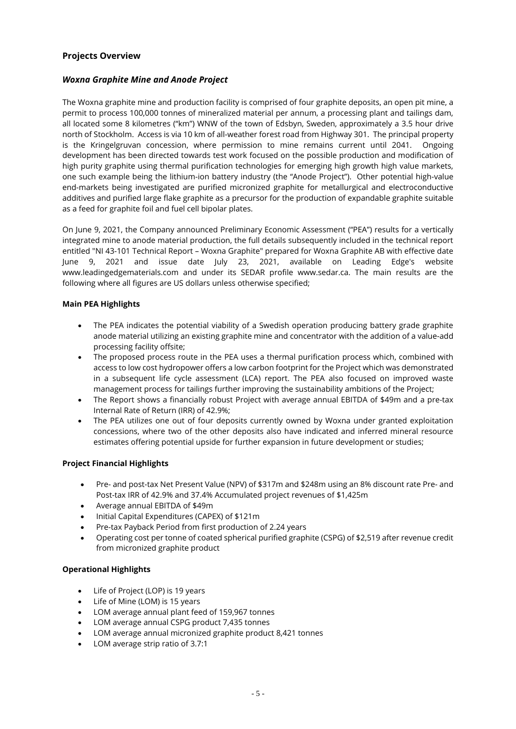## Projects Overview

### *Woxna Graphite Mine and Anode Project*

The Woxna graphite mine and production facility is comprised of four graphite deposits, an open pit mine, a permit to process 100,000 tonnes of mineralized material per annum, a processing plant and tailings dam, all located some 8 kilometres ("km") WNW of the town of Edsbyn, Sweden, approximately a 3.5 hour drive north of Stockholm. Access is via 10 km of all-weather forest road from Highway 301. The principal property is the Kringelgruvan concession, where permission to mine remains current until 2041. Ongoing development has been directed towards test work focused on the possible production and modification of high purity graphite using thermal purification technologies for emerging high growth high value markets, one such example being the lithium-ion battery industry (the "Anode Project"). Other potential high-value end-markets being investigated are purified micronized graphite for metallurgical and electroconductive additives and purified large flake graphite as a precursor for the production of expandable graphite suitable as a feed for graphite foil and fuel cell bipolar plates.

On June 9, 2021, the Company announced Preliminary Economic Assessment ("PEA") results for a vertically integrated mine to anode material production, the full details subsequently included in the technical report entitled "NI 43-101 Technical Report – Woxna Graphite" prepared for Woxna Graphite AB with effective date June 9, 2021 and issue date July 23, 2021, available on Leading Edge's website www.leadingedgematerials.com and under its SEDAR profile www.sedar.ca. The main results are the following where all figures are US dollars unless otherwise specified;

**Main PEA Highlights**

- The PEA indicates the potential viability of a Swedish operation producing battery grade graphite anode material utilizing an existing graphite mine and concentrator with the addition of a value-add processing facility offsite;
- The proposed process route in the PEA uses a thermal purification process which, combined with access to low cost hydropower offers a low carbon footprint for the Project which was demonstrated in a subsequent life cycle assessment (LCA) report. The PEA also focused on improved waste management process for tailings further improving the sustainability ambitions of the Project;
- The Report shows a financially robust Project with average annual EBITDA of $49m and a pre-tax Internal Rate of Return (IRR) of 42.9%;
- The PEA utilizes one out of four deposits currently owned by Woxna under granted exploitation concessions, where two of the other deposits also have indicated and inferred mineral resource estimates offering potential upside for further expansion in future development or studies;

**Project Financial Highlights**

- Pre- and post-tax Net Present Value (NPV) of $317m and $248m using an 8% discount rate Pre- and Post-tax IRR of 42.9% and 37.4% Accumulated project revenues of $1,425m
- Average annual EBITDA of $49m
- Initial Capital Expenditures (CAPEX) of $121m
- Pre-tax Payback Period from first production of 2.24 years
- Operating cost per tonne of coated spherical purified graphite (CSPG) of $2,519 after revenue credit from micronized graphite product

**Operational Highlights**

- Life of Project (LOP) is 19 years
- Life of Mine (LOM) is 15 years
- LOM average annual plant feed of 159,967 tonnes
- LOM average annual CSPG product 7,435 tonnes
- LOM average annual micronized graphite product 8,421 tonnes
- LOM average strip ratio of 3.7:1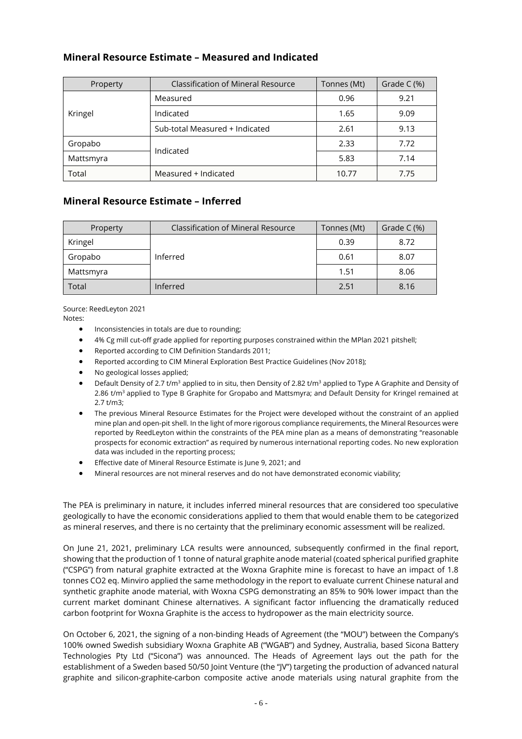## Mineral Resource Estimate – Measured and Indicated

| Property | Classification of Mineral Resource | Tonnes (Mt) | Grade C (%) |
|---|---|---|---|
| Kringel | Measured | 0.96 | 9.21 |
| | Indicated | 1.65 | 9.09 |
| | Sub-total Measured + Indicated | 2.61 | 9.13 |
| Gropabo | Indicated | 2.33 | 7.72 |
| Mattsmyra | | 5.83 | 7.14 |
| Total | Measured + Indicated | 10.77 | 7.75 |

## Mineral Resource Estimate – Inferred

| Property | Classification of Mineral Resource | Tonnes (Mt) | Grade C (%) |
|---|---|---|---|
| Kringel | Inferred | 0.39 | 8.72 |
| Gropabo | | 0.61 | 8.07 |
| Mattsmyra | | 1.51 | 8.06 |
| Total | Inferred | 2.51 | 8.16 |

Source: ReedLeyton 2021

Notes:

- Inconsistencies in totals are due to rounding;
- 4% Cg mill cut-off grade applied for reporting purposes constrained within the MPlan 2021 pitshell;
- Reported according to CIM Definition Standards 2011;
- Reported according to CIM Mineral Exploration Best Practice Guidelines (Nov 2018);
- No geological losses applied;
- Default Density of 2.7 t/m$^3$ applied to in situ, then Density of 2.82 t/m$^3$ applied to Type A Graphite and Density of 2.86 t/m$^3$ applied to Type B Graphite for Gropabo and Mattsmyra; and Default Density for Kringel remained at 2.7 t/m3;
- The previous Mineral Resource Estimates for the Project were developed without the constraint of an applied mine plan and open-pit shell. In the light of more rigorous compliance requirements, the Mineral Resources were reported by ReedLeyton within the constraints of the PEA mine plan as a means of demonstrating "reasonable prospects for economic extraction" as required by numerous international reporting codes. No new exploration data was included in the reporting process;
- Effective date of Mineral Resource Estimate is June 9, 2021; and
- Mineral resources are not mineral reserves and do not have demonstrated economic viability;

The PEA is preliminary in nature, it includes inferred mineral resources that are considered too speculative geologically to have the economic considerations applied to them that would enable them to be categorized as mineral reserves, and there is no certainty that the preliminary economic assessment will be realized.

On June 21, 2021, preliminary LCA results were announced, subsequently confirmed in the final report, showing that the production of 1 tonne of natural graphite anode material (coated spherical purified graphite ("CSPG") from natural graphite extracted at the Woxna Graphite mine is forecast to have an impact of 1.8 tonnes CO2 eq. Minviro applied the same methodology in the report to evaluate current Chinese natural and synthetic graphite anode material, with Woxna CSPG demonstrating an 85% to 90% lower impact than the current market dominant Chinese alternatives. A significant factor influencing the dramatically reduced carbon footprint for Woxna Graphite is the access to hydropower as the main electricity source.

On October 6, 2021, the signing of a non-binding Heads of Agreement (the "MOU") between the Company's 100% owned Swedish subsidiary Woxna Graphite AB ("WGAB") and Sydney, Australia, based Sicona Battery Technologies Pty Ltd ("Sicona") was announced. The Heads of Agreement lays out the path for the establishment of a Sweden based 50/50 Joint Venture (the "JV") targeting the production of advanced natural graphite and silicon-graphite-carbon composite active anode materials using natural graphite from the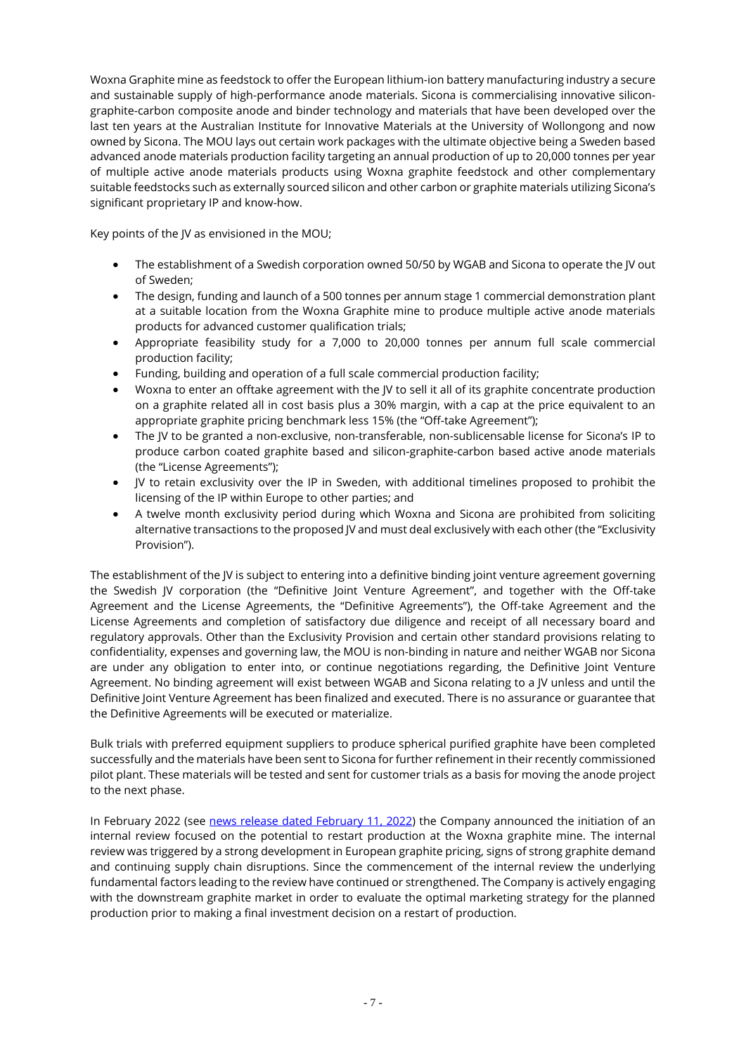Woxna Graphite mine as feedstock to offer the European lithium-ion battery manufacturing industry a secure and sustainable supply of high-performance anode materials. Sicona is commercialising innovative silicon-graphite-carbon composite anode and binder technology and materials that have been developed over the last ten years at the Australian Institute for Innovative Materials at the University of Wollongong and now owned by Sicona. The MOU lays out certain work packages with the ultimate objective being a Sweden based advanced anode materials production facility targeting an annual production of up to 20,000 tonnes per year of multiple active anode materials products using Woxna graphite feedstock and other complementary suitable feedstocks such as externally sourced silicon and other carbon or graphite materials utilizing Sicona's significant proprietary IP and know-how.

Key points of the JV as envisioned in the MOU;

- The establishment of a Swedish corporation owned 50/50 by WGAB and Sicona to operate the JV out of Sweden;
- The design, funding and launch of a 500 tonnes per annum stage 1 commercial demonstration plant at a suitable location from the Woxna Graphite mine to produce multiple active anode materials products for advanced customer qualification trials;
- Appropriate feasibility study for a 7,000 to 20,000 tonnes per annum full scale commercial production facility;
- Funding, building and operation of a full scale commercial production facility;
- Woxna to enter an offtake agreement with the JV to sell it all of its graphite concentrate production on a graphite related all in cost basis plus a 30% margin, with a cap at the price equivalent to an appropriate graphite pricing benchmark less 15% (the "Off-take Agreement");
- The JV to be granted a non-exclusive, non-transferable, non-sublicensable license for Sicona's IP to produce carbon coated graphite based and silicon-graphite-carbon based active anode materials (the "License Agreements");
- JV to retain exclusivity over the IP in Sweden, with additional timelines proposed to prohibit the licensing of the IP within Europe to other parties; and
- A twelve month exclusivity period during which Woxna and Sicona are prohibited from soliciting alternative transactions to the proposed JV and must deal exclusively with each other (the "Exclusivity Provision").

The establishment of the JV is subject to entering into a definitive binding joint venture agreement governing the Swedish JV corporation (the "Definitive Joint Venture Agreement", and together with the Off-take Agreement and the License Agreements, the "Definitive Agreements"), the Off-take Agreement and the License Agreements and completion of satisfactory due diligence and receipt of all necessary board and regulatory approvals. Other than the Exclusivity Provision and certain other standard provisions relating to confidentiality, expenses and governing law, the MOU is non-binding in nature and neither WGAB nor Sicona are under any obligation to enter into, or continue negotiations regarding, the Definitive Joint Venture Agreement. No binding agreement will exist between WGAB and Sicona relating to a JV unless and until the Definitive Joint Venture Agreement has been finalized and executed. There is no assurance or guarantee that the Definitive Agreements will be executed or materialize.

Bulk trials with preferred equipment suppliers to produce spherical purified graphite have been completed successfully and the materials have been sent to Sicona for further refinement in their recently commissioned pilot plant. These materials will be tested and sent for customer trials as a basis for moving the anode project to the next phase.

In February 2022 (see news release dated February 11, 2022) the Company announced the initiation of an internal review focused on the potential to restart production at the Woxna graphite mine. The internal review was triggered by a strong development in European graphite pricing, signs of strong graphite demand and continuing supply chain disruptions. Since the commencement of the internal review the underlying fundamental factors leading to the review have continued or strengthened. The Company is actively engaging with the downstream graphite market in order to evaluate the optimal marketing strategy for the planned production prior to making a final investment decision on a restart of production.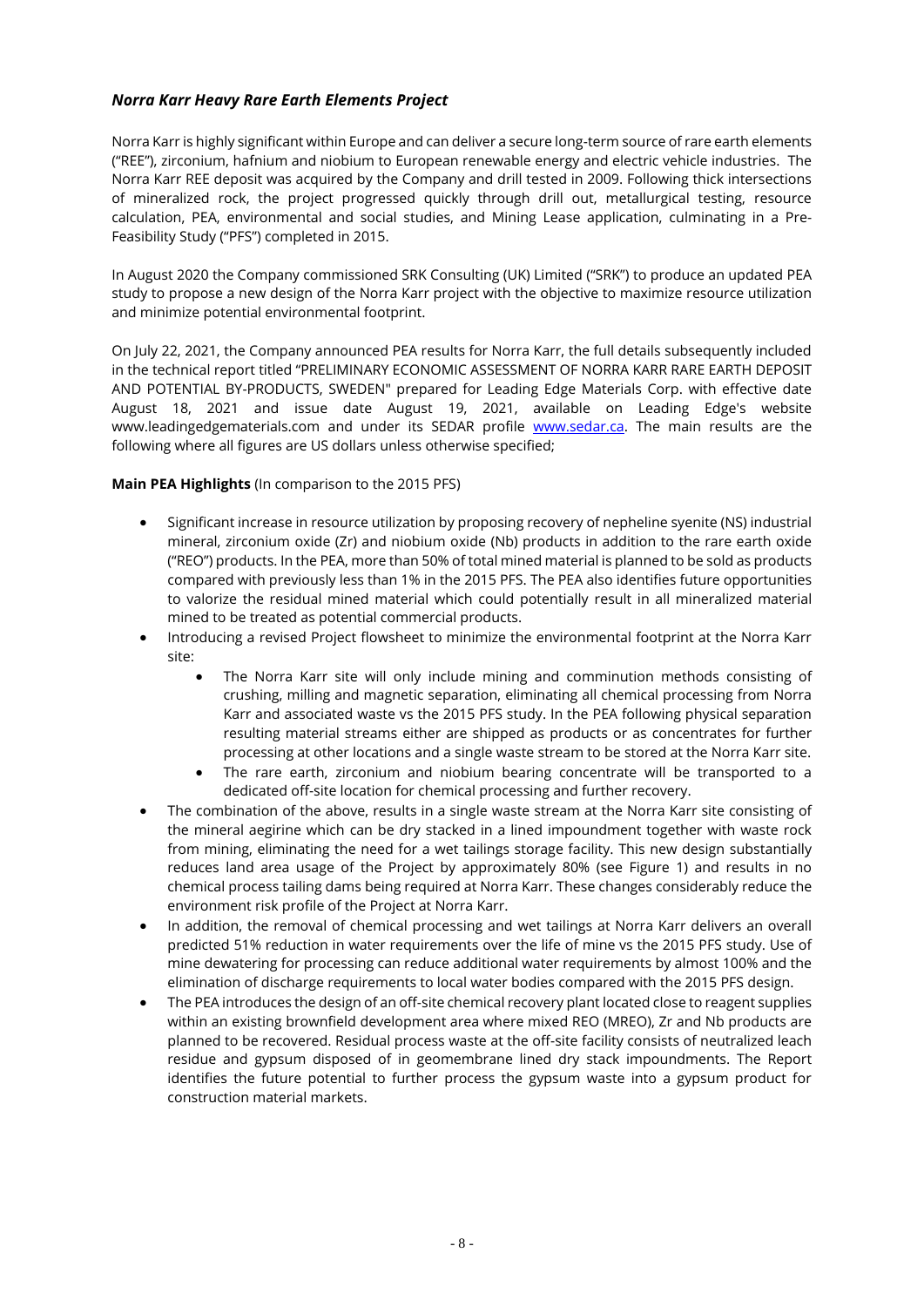### *Norra Karr Heavy Rare Earth Elements Project*

Norra Karr is highly significant within Europe and can deliver a secure long-term source of rare earth elements ("REE"), zirconium, hafnium and niobium to European renewable energy and electric vehicle industries. The Norra Karr REE deposit was acquired by the Company and drill tested in 2009. Following thick intersections of mineralized rock, the project progressed quickly through drill out, metallurgical testing, resource calculation, PEA, environmental and social studies, and Mining Lease application, culminating in a Pre-Feasibility Study ("PFS") completed in 2015.

In August 2020 the Company commissioned SRK Consulting (UK) Limited ("SRK") to produce an updated PEA study to propose a new design of the Norra Karr project with the objective to maximize resource utilization and minimize potential environmental footprint.

On July 22, 2021, the Company announced PEA results for Norra Karr, the full details subsequently included in the technical report titled "PRELIMINARY ECONOMIC ASSESSMENT OF NORRA KARR RARE EARTH DEPOSIT AND POTENTIAL BY-PRODUCTS, SWEDEN" prepared for Leading Edge Materials Corp. with effective date August 18, 2021 and issue date August 19, 2021, available on Leading Edge's website www.leadingedgematerials.com and under its SEDAR profile [www.sedar.ca](www.sedar.ca). The main results are the following where all figures are US dollars unless otherwise specified;

**Main PEA Highlights** (In comparison to the 2015 PFS)

- Significant increase in resource utilization by proposing recovery of nepheline syenite (NS) industrial mineral, zirconium oxide (Zr) and niobium oxide (Nb) products in addition to the rare earth oxide ("REO") products. In the PEA, more than 50% of total mined material is planned to be sold as products compared with previously less than 1% in the 2015 PFS. The PEA also identifies future opportunities to valorize the residual mined material which could potentially result in all mineralized material mined to be treated as potential commercial products.
- Introducing a revised Project flowsheet to minimize the environmental footprint at the Norra Karr site:
    - The Norra Karr site will only include mining and comminution methods consisting of crushing, milling and magnetic separation, eliminating all chemical processing from Norra Karr and associated waste vs the 2015 PFS study. In the PEA following physical separation resulting material streams either are shipped as products or as concentrates for further processing at other locations and a single waste stream to be stored at the Norra Karr site.
    - The rare earth, zirconium and niobium bearing concentrate will be transported to a dedicated off-site location for chemical processing and further recovery.
- The combination of the above, results in a single waste stream at the Norra Karr site consisting of the mineral aegirine which can be dry stacked in a lined impoundment together with waste rock from mining, eliminating the need for a wet tailings storage facility. This new design substantially reduces land area usage of the Project by approximately 80% (see Figure 1) and results in no chemical process tailing dams being required at Norra Karr. These changes considerably reduce the environment risk profile of the Project at Norra Karr.
- In addition, the removal of chemical processing and wet tailings at Norra Karr delivers an overall predicted 51% reduction in water requirements over the life of mine vs the 2015 PFS study. Use of mine dewatering for processing can reduce additional water requirements by almost 100% and the elimination of discharge requirements to local water bodies compared with the 2015 PFS design.
- The PEA introduces the design of an off-site chemical recovery plant located close to reagent supplies within an existing brownfield development area where mixed REO (MREO), Zr and Nb products are planned to be recovered. Residual process waste at the off-site facility consists of neutralized leach residue and gypsum disposed of in geomembrane lined dry stack impoundments. The Report identifies the future potential to further process the gypsum waste into a gypsum product for construction material markets.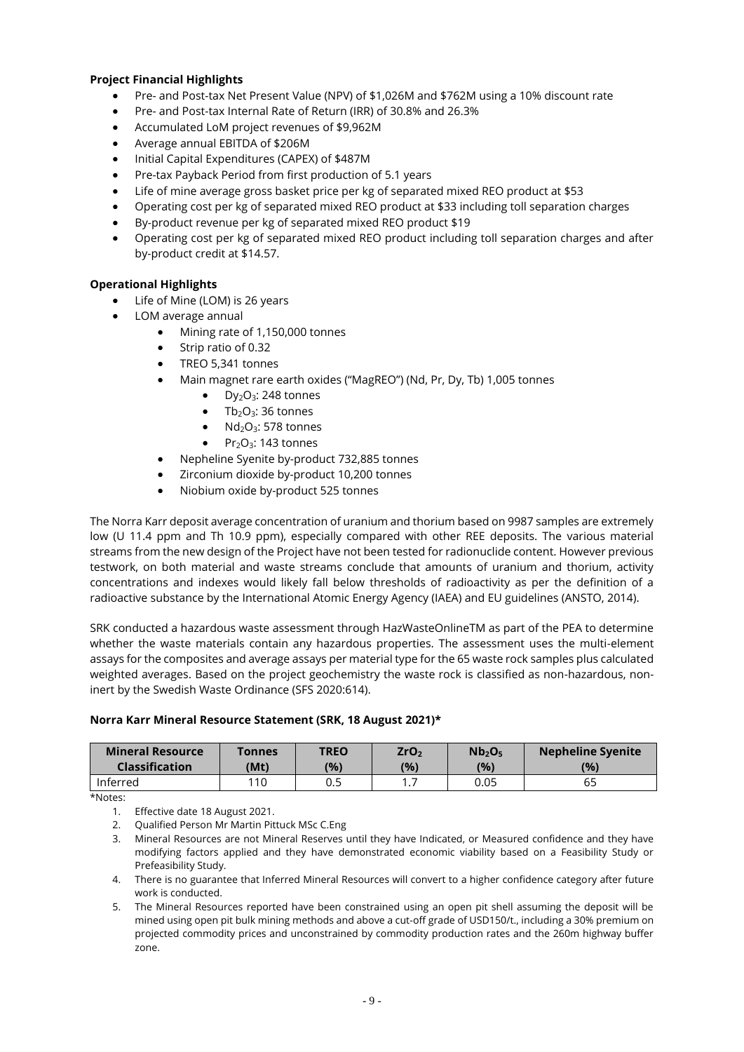**Project Financial Highlights**

- Pre- and Post-tax Net Present Value (NPV) of $1,026M and $762M using a 10% discount rate
- Pre- and Post-tax Internal Rate of Return (IRR) of 30.8% and 26.3%
- Accumulated LoM project revenues of $9,962M
- Average annual EBITDA of $206M
- Initial Capital Expenditures (CAPEX) of $487M
- Pre-tax Payback Period from first production of 5.1 years
- Life of mine average gross basket price per kg of separated mixed REO product at $53
- Operating cost per kg of separated mixed REO product at $33 including toll separation charges
- By-product revenue per kg of separated mixed REO product $19
- Operating cost per kg of separated mixed REO product including toll separation charges and after by-product credit at $14.57.

**Operational Highlights**

- Life of Mine (LOM) is 26 years
- LOM average annual
    - Mining rate of 1,150,000 tonnes
    - Strip ratio of 0.32
    - TREO 5,341 tonnes
    - Main magnet rare earth oxides ("MagREO") (Nd, Pr, Dy, Tb) 1,005 tonnes
        - $Dy_2O_3$: 248 tonnes
        - $Tb_2O_3$: 36 tonnes
        - $Nd_2O_3$: 578 tonnes
        - $Pr_2O_3$: 143 tonnes
    - Nepheline Syenite by-product 732,885 tonnes
    - Zirconium dioxide by-product 10,200 tonnes
    - Niobium oxide by-product 525 tonnes

The Norra Karr deposit average concentration of uranium and thorium based on 9987 samples are extremely low (U 11.4 ppm and Th 10.9 ppm), especially compared with other REE deposits. The various material streams from the new design of the Project have not been tested for radionuclide content. However previous testwork, on both material and waste streams conclude that amounts of uranium and thorium, activity concentrations and indexes would likely fall below thresholds of radioactivity as per the definition of a radioactive substance by the International Atomic Energy Agency (IAEA) and EU guidelines (ANSTO, 2014).

SRK conducted a hazardous waste assessment through HazWasteOnlineTM as part of the PEA to determine whether the waste materials contain any hazardous properties. The assessment uses the multi-element assays for the composites and average assays per material type for the 65 waste rock samples plus calculated weighted averages. Based on the project geochemistry the waste rock is classified as non-hazardous, non-inert by the Swedish Waste Ordinance (SFS 2020:614).

**Norra Karr Mineral Resource Statement (SRK, 18 August 2021)***

| Mineral Resource Classification | Tonnes (Mt) | TREO (%) | $ZrO_2$ (%) | $Nb_2O_5$ (%) | Nepheline Syenite (%) |
|---|---|---|---|---|---|
| Inferred | 110 | 0.5 | 1.7 | 0.05 | 65 |

*Notes:

1. Effective date 18 August 2021.
2. Qualified Person Mr Martin Pittuck MSc C.Eng
3. Mineral Resources are not Mineral Reserves until they have Indicated, or Measured confidence and they have modifying factors applied and they have demonstrated economic viability based on a Feasibility Study or Prefeasibility Study.
4. There is no guarantee that Inferred Mineral Resources will convert to a higher confidence category after future work is conducted.
5. The Mineral Resources reported have been constrained using an open pit shell assuming the deposit will be mined using open pit bulk mining methods and above a cut-off grade of USD150/t., including a 30% premium on projected commodity prices and unconstrained by commodity production rates and the 260m highway buffer zone.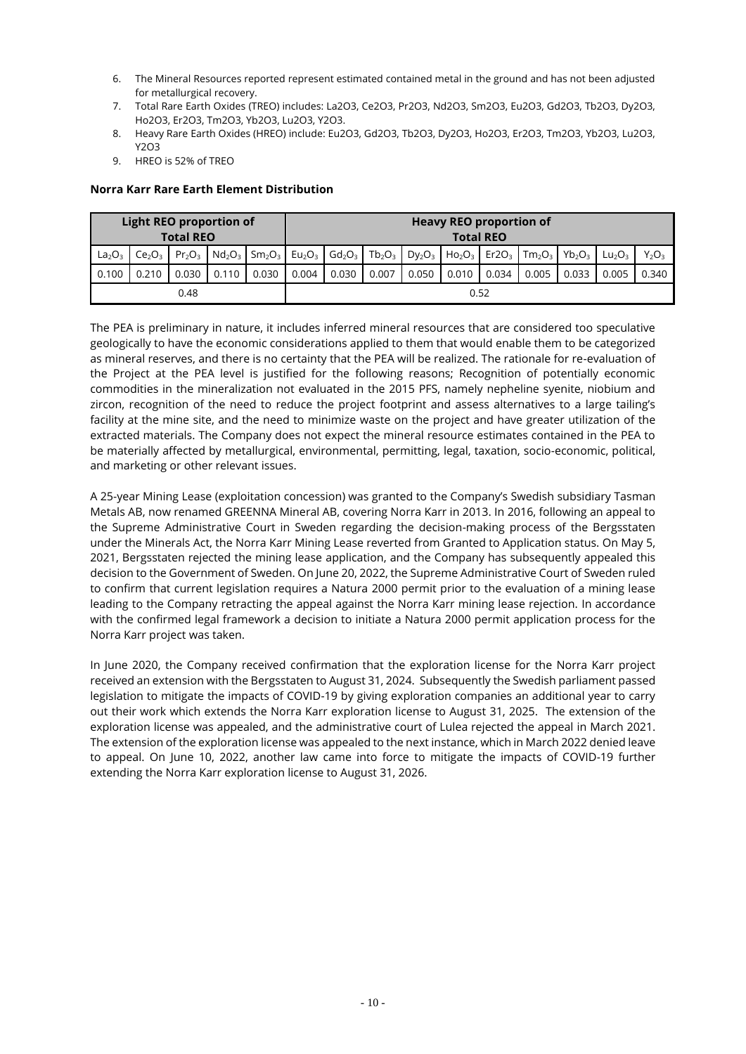6. The Mineral Resources reported represent estimated contained metal in the ground and has not been adjusted for metallurgical recovery.
7. Total Rare Earth Oxides (TREO) includes: La2O3, Ce2O3, Pr2O3, Nd2O3, Sm2O3, Eu2O3, Gd2O3, Tb2O3, Dy2O3, Ho2O3, Er2O3, Tm2O3, Yb2O3, Lu2O3, Y2O3.
8. Heavy Rare Earth Oxides (HREO) include: Eu2O3, Gd2O3, Tb2O3, Dy2O3, Ho2O3, Er2O3, Tm2O3, Yb2O3, Lu2O3, Y2O3
9. HREO is 52% of TREO

**Norra Karr Rare Earth Element Distribution**

| Light REO proportion of Total REO | | | | | Heavy REO proportion of Total REO | | | | | | | | | |
|---|---|---|---|---|---|---|---|---|---|---|---|---|---|---|
| $La_2O_3$ | $Ce_2O_3$ | $Pr_2O_3$ | $Nd_2O_3$ | $Sm_2O_3$ | $Eu_2O_3$ | $Gd_2O_3$ | $Tb_2O_3$ | $Dy_2O_3$ | $Ho_2O_3$ | Er2O3 | $Tm_2O_3$ | $Yb_2O_3$ | $Lu_2O_3$ | $Y_2O_3$ |
| 0.100 | 0.210 | 0.030 | 0.110 | 0.030 | 0.004 | 0.030 | 0.007 | 0.050 | 0.010 | 0.034 | 0.005 | 0.033 | 0.005 | 0.340 |
| 0.48 | | | | | 0.52 | | | | | | | | | |

The PEA is preliminary in nature, it includes inferred mineral resources that are considered too speculative geologically to have the economic considerations applied to them that would enable them to be categorized as mineral reserves, and there is no certainty that the PEA will be realized. The rationale for re-evaluation of the Project at the PEA level is justified for the following reasons; Recognition of potentially economic commodities in the mineralization not evaluated in the 2015 PFS, namely nepheline syenite, niobium and zircon, recognition of the need to reduce the project footprint and assess alternatives to a large tailing's facility at the mine site, and the need to minimize waste on the project and have greater utilization of the extracted materials. The Company does not expect the mineral resource estimates contained in the PEA to be materially affected by metallurgical, environmental, permitting, legal, taxation, socio-economic, political, and marketing or other relevant issues.

A 25-year Mining Lease (exploitation concession) was granted to the Company's Swedish subsidiary Tasman Metals AB, now renamed GREENNA Mineral AB, covering Norra Karr in 2013. In 2016, following an appeal to the Supreme Administrative Court in Sweden regarding the decision-making process of the Bergsstaten under the Minerals Act, the Norra Karr Mining Lease reverted from Granted to Application status. On May 5, 2021, Bergsstaten rejected the mining lease application, and the Company has subsequently appealed this decision to the Government of Sweden. On June 20, 2022, the Supreme Administrative Court of Sweden ruled to confirm that current legislation requires a Natura 2000 permit prior to the evaluation of a mining lease leading to the Company retracting the appeal against the Norra Karr mining lease rejection. In accordance with the confirmed legal framework a decision to initiate a Natura 2000 permit application process for the Norra Karr project was taken.

In June 2020, the Company received confirmation that the exploration license for the Norra Karr project received an extension with the Bergsstaten to August 31, 2024. Subsequently the Swedish parliament passed legislation to mitigate the impacts of COVID-19 by giving exploration companies an additional year to carry out their work which extends the Norra Karr exploration license to August 31, 2025. The extension of the exploration license was appealed, and the administrative court of Lulea rejected the appeal in March 2021. The extension of the exploration license was appealed to the next instance, which in March 2022 denied leave to appeal. On June 10, 2022, another law came into force to mitigate the impacts of COVID-19 further extending the Norra Karr exploration license to August 31, 2026.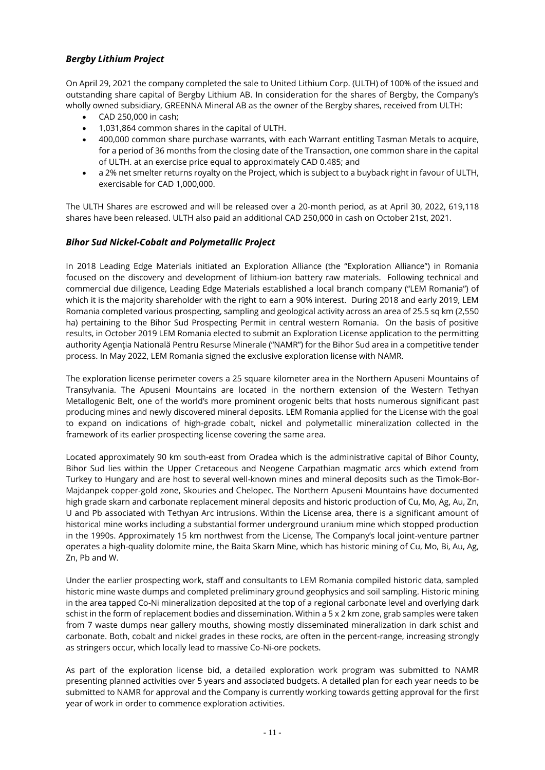### *Bergby Lithium Project*

On April 29, 2021 the company completed the sale to United Lithium Corp. (ULTH) of 100% of the issued and outstanding share capital of Bergby Lithium AB. In consideration for the shares of Bergby, the Company's wholly owned subsidiary, GREENNA Mineral AB as the owner of the Bergby shares, received from ULTH:

- CAD 250,000 in cash;
- 1,031,864 common shares in the capital of ULTH.
- 400,000 common share purchase warrants, with each Warrant entitling Tasman Metals to acquire, for a period of 36 months from the closing date of the Transaction, one common share in the capital of ULTH. at an exercise price equal to approximately CAD 0.485; and
- a 2% net smelter returns royalty on the Project, which is subject to a buyback right in favour of ULTH, exercisable for CAD 1,000,000.

The ULTH Shares are escrowed and will be released over a 20-month period, as at April 30, 2022, 619,118 shares have been released. ULTH also paid an additional CAD 250,000 in cash on October 21st, 2021.

### *Bihor Sud Nickel-Cobalt and Polymetallic Project*

In 2018 Leading Edge Materials initiated an Exploration Alliance (the "Exploration Alliance") in Romania focused on the discovery and development of lithium-ion battery raw materials. Following technical and commercial due diligence, Leading Edge Materials established a local branch company ("LEM Romania") of which it is the majority shareholder with the right to earn a 90% interest. During 2018 and early 2019, LEM Romania completed various prospecting, sampling and geological activity across an area of 25.5 sq km (2,550 ha) pertaining to the Bihor Sud Prospecting Permit in central western Romania. On the basis of positive results, in October 2019 LEM Romania elected to submit an Exploration License application to the permitting authority Agenţia Natională Pentru Resurse Minerale ("NAMR") for the Bihor Sud area in a competitive tender process. In May 2022, LEM Romania signed the exclusive exploration license with NAMR.

The exploration license perimeter covers a 25 square kilometer area in the Northern Apuseni Mountains of Transylvania. The Apuseni Mountains are located in the northern extension of the Western Tethyan Metallogenic Belt, one of the world's more prominent orogenic belts that hosts numerous significant past producing mines and newly discovered mineral deposits. LEM Romania applied for the License with the goal to expand on indications of high-grade cobalt, nickel and polymetallic mineralization collected in the framework of its earlier prospecting license covering the same area.

Located approximately 90 km south-east from Oradea which is the administrative capital of Bihor County, Bihor Sud lies within the Upper Cretaceous and Neogene Carpathian magmatic arcs which extend from Turkey to Hungary and are host to several well-known mines and mineral deposits such as the Timok-Bor-Majdanpek copper-gold zone, Skouries and Chelopec. The Northern Apuseni Mountains have documented high grade skarn and carbonate replacement mineral deposits and historic production of Cu, Mo, Ag, Au, Zn, U and Pb associated with Tethyan Arc intrusions. Within the License area, there is a significant amount of historical mine works including a substantial former underground uranium mine which stopped production in the 1990s. Approximately 15 km northwest from the License, The Company's local joint-venture partner operates a high-quality dolomite mine, the Baita Skarn Mine, which has historic mining of Cu, Mo, Bi, Au, Ag, Zn, Pb and W.

Under the earlier prospecting work, staff and consultants to LEM Romania compiled historic data, sampled historic mine waste dumps and completed preliminary ground geophysics and soil sampling. Historic mining in the area tapped Co-Ni mineralization deposited at the top of a regional carbonate level and overlying dark schist in the form of replacement bodies and dissemination. Within a 5 x 2 km zone, grab samples were taken from 7 waste dumps near gallery mouths, showing mostly disseminated mineralization in dark schist and carbonate. Both, cobalt and nickel grades in these rocks, are often in the percent-range, increasing strongly as stringers occur, which locally lead to massive Co-Ni-ore pockets.

As part of the exploration license bid, a detailed exploration work program was submitted to NAMR presenting planned activities over 5 years and associated budgets. A detailed plan for each year needs to be submitted to NAMR for approval and the Company is currently working towards getting approval for the first year of work in order to commence exploration activities.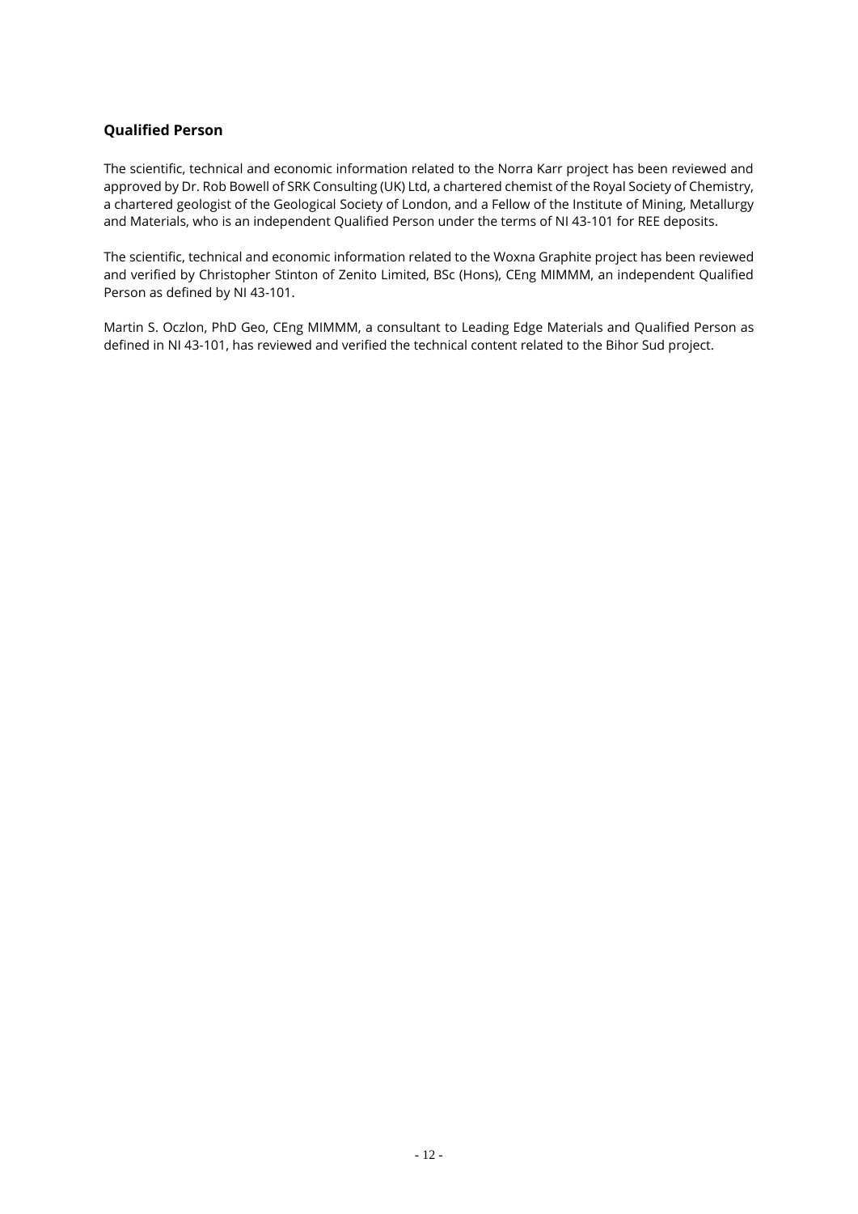## Qualified Person

The scientific, technical and economic information related to the Norra Karr project has been reviewed and approved by Dr. Rob Bowell of SRK Consulting (UK) Ltd, a chartered chemist of the Royal Society of Chemistry, a chartered geologist of the Geological Society of London, and a Fellow of the Institute of Mining, Metallurgy and Materials, who is an independent Qualified Person under the terms of NI 43-101 for REE deposits.

The scientific, technical and economic information related to the Woxna Graphite project has been reviewed and verified by Christopher Stinton of Zenito Limited, BSc (Hons), CEng MIMMM, an independent Qualified Person as defined by NI 43-101.

Martin S. Oczlon, PhD Geo, CEng MIMMM, a consultant to Leading Edge Materials and Qualified Person as defined in NI 43-101, has reviewed and verified the technical content related to the Bihor Sud project.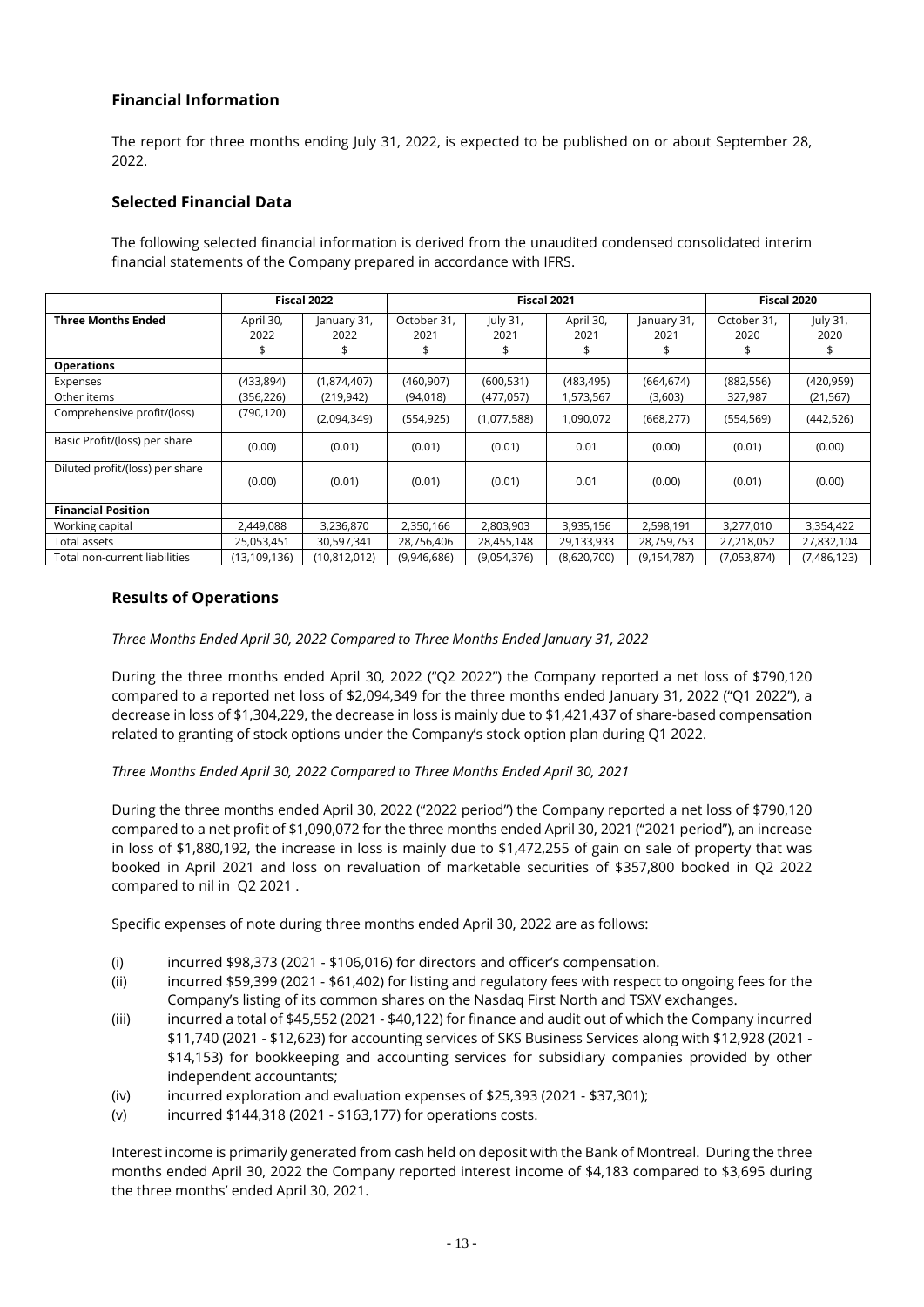## Financial Information

The report for three months ending July 31, 2022, is expected to be published on or about September 28, 2022.

## Selected Financial Data

The following selected financial information is derived from the unaudited condensed consolidated interim financial statements of the Company prepared in accordance with IFRS.

| | Fiscal 2022 | | Fiscal 2021 | | | | Fiscal 2020 | |
|---|---|---|---|---|---|---|---|---|
| **Three Months Ended** | April 30, 2022 $ | January 31, 2022 $ | October 31, 2021 $ | July 31, 2021 $ | April 30, 2021 $ | January 31, 2021 $ | October 31, 2020 $ | July 31, 2020 $ |
| **Operations** | | | | | | | | |
| Expenses | (433,894) | (1,874,407) | (460,907) | (600,531) | (483,495) | (664,674) | (882,556) | (420,959) |
| Other items | (356,226) | (219,942) | (94,018) | (477,057) | 1,573,567 | (3,603) | 327,987 | (21,567) |
| Comprehensive profit/(loss) | (790,120) | (2,094,349) | (554,925) | (1,077,588) | 1,090,072 | (668,277) | (554,569) | (442,526) |
| Basic Profit/(loss) per share | (0.00) | (0.01) | (0.01) | (0.01) | 0.01 | (0.00) | (0.01) | (0.00) |
| Diluted profit/(loss) per share | (0.00) | (0.01) | (0.01) | (0.01) | 0.01 | (0.00) | (0.01) | (0.00) |
| **Financial Position** | | | | | | | | |
| Working capital | 2,449,088 | 3,236,870 | 2,350,166 | 2,803,903 | 3,935,156 | 2,598,191 | 3,277,010 | 3,354,422 |
| Total assets | 25,053,451 | 30,597,341 | 28,756,406 | 28,455,148 | 29,133,933 | 28,759,753 | 27,218,052 | 27,832,104 |
| Total non-current liabilities | (13,109,136) | (10,812,012) | (9,946,686) | (9,054,376) | (8,620,700) | (9,154,787) | (7,053,874) | (7,486,123) |

## Results of Operations

*Three Months Ended April 30, 2022 Compared to Three Months Ended January 31, 2022*

During the three months ended April 30, 2022 ("Q2 2022") the Company reported a net loss of $790,120 compared to a reported net loss of $2,094,349 for the three months ended January 31, 2022 ("Q1 2022"), a decrease in loss of $1,304,229, the decrease in loss is mainly due to $1,421,437 of share-based compensation related to granting of stock options under the Company's stock option plan during Q1 2022.

*Three Months Ended April 30, 2022 Compared to Three Months Ended April 30, 2021*

During the three months ended April 30, 2022 ("2022 period") the Company reported a net loss of $790,120 compared to a net profit of $1,090,072 for the three months ended April 30, 2021 ("2021 period"), an increase in loss of $1,880,192, the increase in loss is mainly due to $1,472,255 of gain on sale of property that was booked in April 2021 and loss on revaluation of marketable securities of $357,800 booked in Q2 2022 compared to nil in Q2 2021 .

Specific expenses of note during three months ended April 30, 2022 are as follows:

(i) incurred $98,373 (2021 - $106,016) for directors and officer's compensation.

(ii) incurred $59,399 (2021 - $61,402) for listing and regulatory fees with respect to ongoing fees for the Company's listing of its common shares on the Nasdaq First North and TSXV exchanges.

(iii) incurred a total of $45,552 (2021 - $40,122) for finance and audit out of which the Company incurred $11,740 (2021 - $12,623) for accounting services of SKS Business Services along with $12,928 (2021 - $14,153) for bookkeeping and accounting services for subsidiary companies provided by other independent accountants;

(iv) incurred exploration and evaluation expenses of $25,393 (2021 - $37,301);

(v) incurred $144,318 (2021 - $163,177) for operations costs.

Interest income is primarily generated from cash held on deposit with the Bank of Montreal. During the three months ended April 30, 2022 the Company reported interest income of $4,183 compared to $3,695 during the three months' ended April 30, 2021.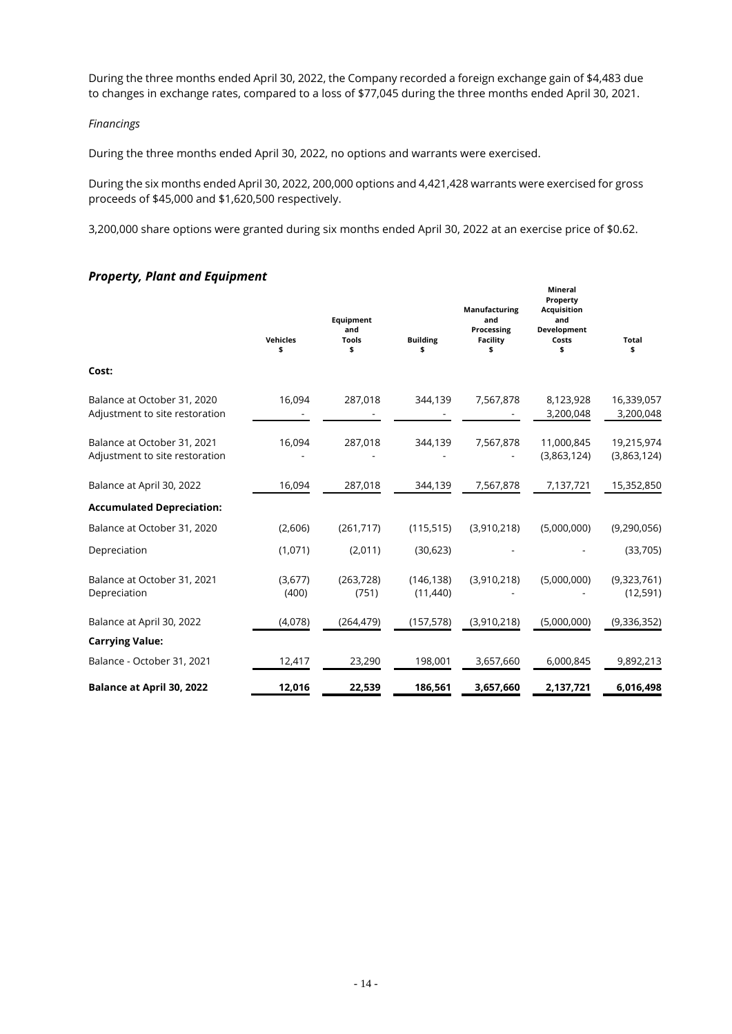During the three months ended April 30, 2022, the Company recorded a foreign exchange gain of $4,483 due to changes in exchange rates, compared to a loss of $77,045 during the three months ended April 30, 2021.

*Financings*

During the three months ended April 30, 2022, no options and warrants were exercised.

During the six months ended April 30, 2022, 200,000 options and 4,421,428 warrants were exercised for gross proceeds of $45,000 and $1,620,500 respectively.

3,200,000 share options were granted during six months ended April 30, 2022 at an exercise price of $0.62.

## *Property, Plant and Equipment*

| | Vehicles $ | Equipment and Tools $ | Building $ | Manufacturing and Processing Facility $ | Mineral Property Acquisition and Development Costs $ | Total $ |
|---|---|---|---|---|---|---|
| **Cost:** | | | | | | |
| Balance at October 31, 2020 | 16,094 | 287,018 | 344,139 | 7,567,878 | 8,123,928 | 16,339,057 |
| Adjustment to site restoration | - | - | - | - | 3,200,048 | 3,200,048 |
| Balance at October 31, 2021 | 16,094 | 287,018 | 344,139 | 7,567,878 | 11,000,845 | 19,215,974 |
| Adjustment to site restoration | - | - | - | - | (3,863,124) | (3,863,124) |
| Balance at April 30, 2022 | 16,094 | 287,018 | 344,139 | 7,567,878 | 7,137,721 | 15,352,850 |
| **Accumulated Depreciation:** | | | | | | |
| Balance at October 31, 2020 | (2,606) | (261,717) | (115,515) | (3,910,218) | (5,000,000) | (9,290,056) |
| Depreciation | (1,071) | (2,011) | (30,623) | - | - | (33,705) |
| Balance at October 31, 2021 | (3,677) | (263,728) | (146,138) | (3,910,218) | (5,000,000) | (9,323,761) |
| Depreciation | (400) | (751) | (11,440) | - | - | (12,591) |
| Balance at April 30, 2022 | (4,078) | (264,479) | (157,578) | (3,910,218) | (5,000,000) | (9,336,352) |
| **Carrying Value:** | | | | | | |
| Balance - October 31, 2021 | 12,417 | 23,290 | 198,001 | 3,657,660 | 6,000,845 | 9,892,213 |
| **Balance at April 30, 2022** | **12,016** | **22,539** | **186,561** | **3,657,660** | **2,137,721** | **6,016,498** |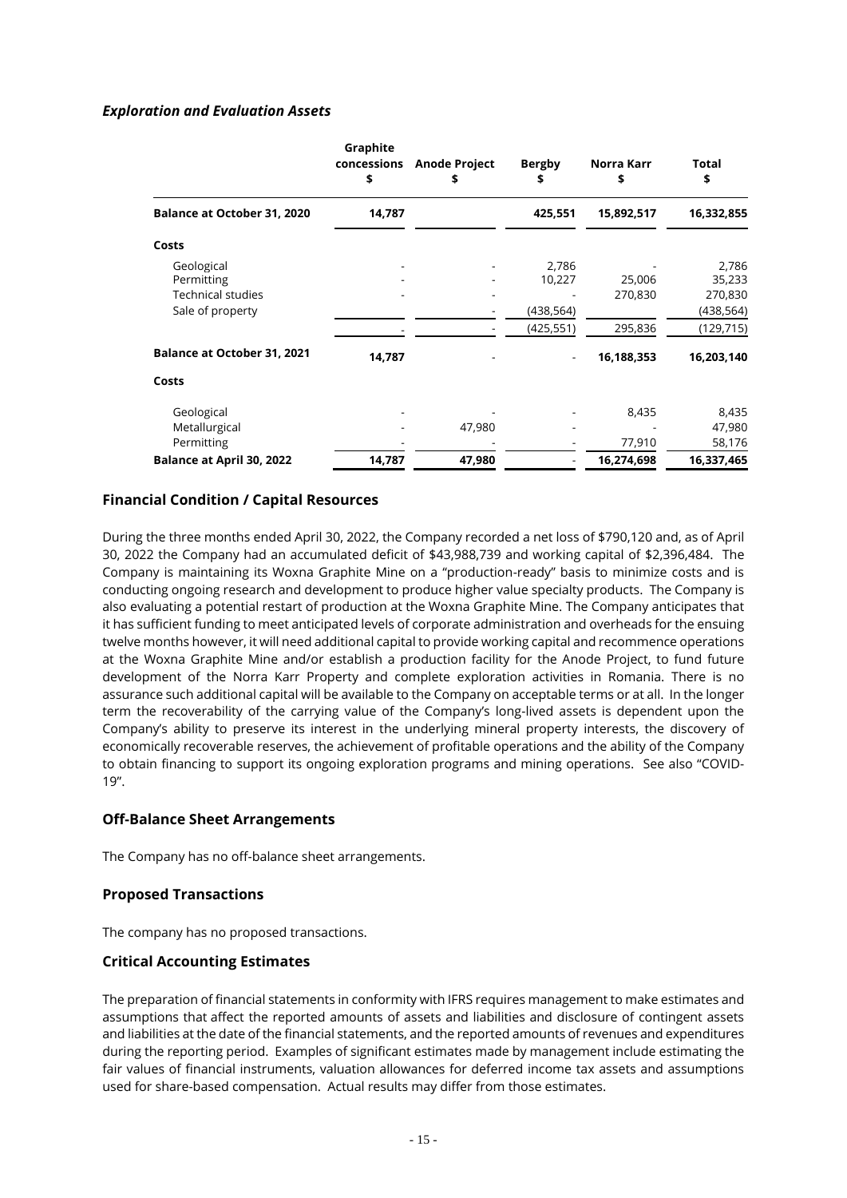### *Exploration and Evaluation Assets*

| | Graphite concessions<br>\$ | Anode Project<br>\$ | Bergby<br>\$ | Norra Karr<br>\$ | Total<br>\$ |
|---|---|---|---|---|---|
| **Balance at October 31, 2020** | **14,787** | | **425,551** | **15,892,517** | **16,332,855** |
| **Costs** | | | | | |
| Geological | - | - | 2,786 | - | 2,786 |
| Permitting | - | - | 10,227 | 25,006 | 35,233 |
| Technical studies | - | - | - | 270,830 | 270,830 |
| Sale of property | | - | (438,564) | | (438,564) |
| | - | - | (425,551) | 295,836 | (129,715) |
| **Balance at October 31, 2021** | **14,787** | - | - | **16,188,353** | **16,203,140** |
| **Costs** | | | | | |
| Geological | - | - | - | 8,435 | 8,435 |
| Metallurgical | - | 47,980 | - | - | 47,980 |
| Permitting | - | - | - | 77,910 | 58,176 |
| **Balance at April 30, 2022** | **14,787** | **47,980** | - | **16,274,698** | **16,337,465** |

## Financial Condition / Capital Resources

During the three months ended April 30, 2022, the Company recorded a net loss of \$790,120 and, as of April 30, 2022 the Company had an accumulated deficit of \$43,988,739 and working capital of \$2,396,484. The Company is maintaining its Woxna Graphite Mine on a "production-ready" basis to minimize costs and is conducting ongoing research and development to produce higher value specialty products. The Company is also evaluating a potential restart of production at the Woxna Graphite Mine. The Company anticipates that it has sufficient funding to meet anticipated levels of corporate administration and overheads for the ensuing twelve months however, it will need additional capital to provide working capital and recommence operations at the Woxna Graphite Mine and/or establish a production facility for the Anode Project, to fund future development of the Norra Karr Property and complete exploration activities in Romania. There is no assurance such additional capital will be available to the Company on acceptable terms or at all. In the longer term the recoverability of the carrying value of the Company's long-lived assets is dependent upon the Company's ability to preserve its interest in the underlying mineral property interests, the discovery of economically recoverable reserves, the achievement of profitable operations and the ability of the Company to obtain financing to support its ongoing exploration programs and mining operations. See also "COVID-19".

## Off-Balance Sheet Arrangements

The Company has no off-balance sheet arrangements.

## Proposed Transactions

The company has no proposed transactions.

## Critical Accounting Estimates

The preparation of financial statements in conformity with IFRS requires management to make estimates and assumptions that affect the reported amounts of assets and liabilities and disclosure of contingent assets and liabilities at the date of the financial statements, and the reported amounts of revenues and expenditures during the reporting period. Examples of significant estimates made by management include estimating the fair values of financial instruments, valuation allowances for deferred income tax assets and assumptions used for share-based compensation. Actual results may differ from those estimates.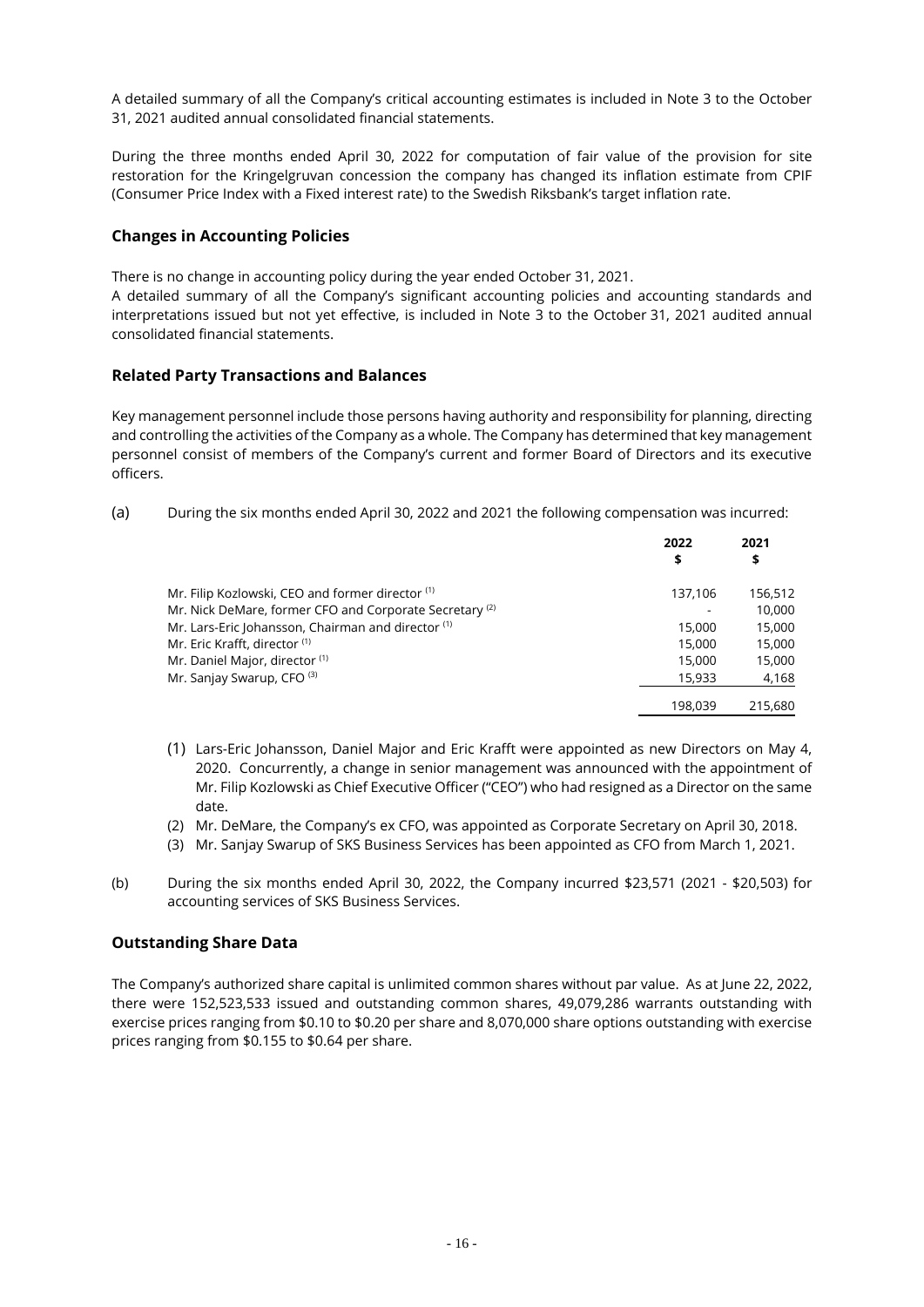A detailed summary of all the Company's critical accounting estimates is included in Note 3 to the October 31, 2021 audited annual consolidated financial statements.

During the three months ended April 30, 2022 for computation of fair value of the provision for site restoration for the Kringelgruvan concession the company has changed its inflation estimate from CPIF (Consumer Price Index with a Fixed interest rate) to the Swedish Riksbank's target inflation rate.

## Changes in Accounting Policies

There is no change in accounting policy during the year ended October 31, 2021.
A detailed summary of all the Company's significant accounting policies and accounting standards and interpretations issued but not yet effective, is included in Note 3 to the October 31, 2021 audited annual consolidated financial statements.

## Related Party Transactions and Balances

Key management personnel include those persons having authority and responsibility for planning, directing and controlling the activities of the Company as a whole. The Company has determined that key management personnel consist of members of the Company's current and former Board of Directors and its executive officers.

(a) During the six months ended April 30, 2022 and 2021 the following compensation was incurred:

| | 2022<br>$ | 2021<br>$ |
|---|---|---|
| Mr. Filip Kozlowski, CEO and former director [1] | 137,106 | 156,512 |
| Mr. Nick DeMare, former CFO and Corporate Secretary [2] | - | 10,000 |
| Mr. Lars-Eric Johansson, Chairman and director [1] | 15,000 | 15,000 |
| Mr. Eric Krafft, director [1] | 15,000 | 15,000 |
| Mr. Daniel Major, director [1] | 15,000 | 15,000 |
| Mr. Sanjay Swarup, CFO [3] | 15,933 | 4,168 |
| | 198,039 | 215,680 |

(1) Lars-Eric Johansson, Daniel Major and Eric Krafft were appointed as new Directors on May 4, 2020. Concurrently, a change in senior management was announced with the appointment of Mr. Filip Kozlowski as Chief Executive Officer ("CEO") who had resigned as a Director on the same date.
(2) Mr. DeMare, the Company's ex CFO, was appointed as Corporate Secretary on April 30, 2018.
(3) Mr. Sanjay Swarup of SKS Business Services has been appointed as CFO from March 1, 2021.

(b) During the six months ended April 30, 2022, the Company incurred $23,571 (2021 - $20,503) for accounting services of SKS Business Services.

## Outstanding Share Data

The Company's authorized share capital is unlimited common shares without par value. As at June 22, 2022, there were 152,523,533 issued and outstanding common shares, 49,079,286 warrants outstanding with exercise prices ranging from $0.10 to $0.20 per share and 8,070,000 share options outstanding with exercise prices ranging from $0.155 to $0.64 per share.